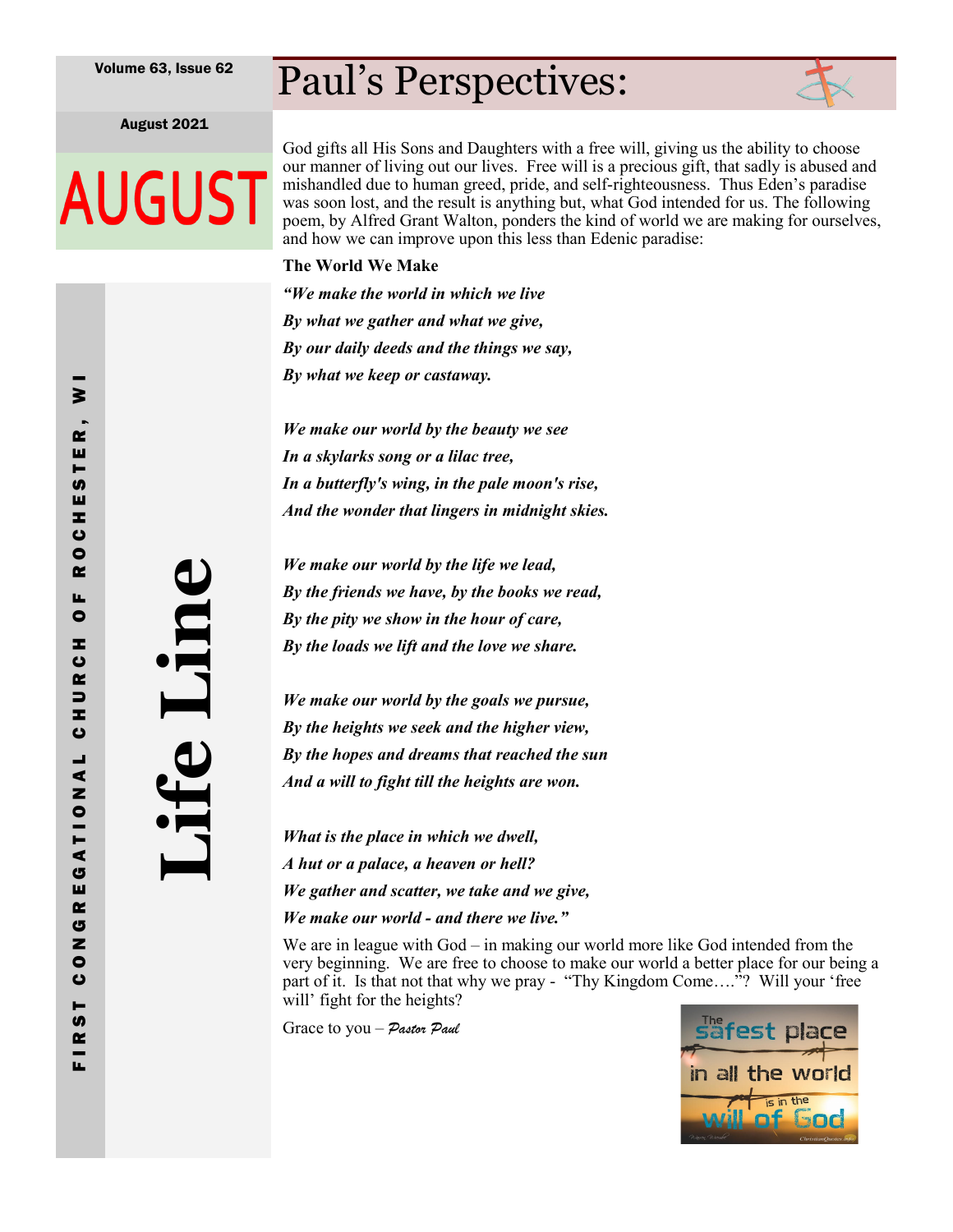Volume 63, Issue 62

August 2021

# AUGUST

# Life Line

FIRST CONGREGATIONAL CHURCH OF ROCHESTER, WI

## Paul's Perspectives:

God gifts all His Sons and Daughters with a free will, giving us the ability to choose our manner of living out our lives. Free will is a precious gift, that sadly is abused and mishandled due to human greed, pride, and self-righteousness. Thus Eden's paradise was soon lost, and the result is anything but, what God intended for us. The following poem, by Alfred Grant Walton, ponders the kind of world we are making for ourselves, and how we can improve upon this less than Edenic paradise:

**The World We Make**

***"We make the world in which we live***
***By what we gather and what we give,***
***By our daily deeds and the things we say,***
***By what we keep or castaway.***

***We make our world by the beauty we see***
***In a skylarks song or a lilac tree,***
***In a butterfly's wing, in the pale moon's rise,***
***And the wonder that lingers in midnight skies.***

***We make our world by the life we lead,***
***By the friends we have, by the books we read,***
***By the pity we show in the hour of care,***
***By the loads we lift and the love we share.***

***We make our world by the goals we pursue,***
***By the heights we seek and the higher view,***
***By the hopes and dreams that reached the sun***
***And a will to fight till the heights are won.***

***What is the place in which we dwell,***
***A hut or a palace, a heaven or hell?***
***We gather and scatter, we take and we give,***
***We make our world - and there we live."***

We are in league with God – in making our world more like God intended from the very beginning. We are free to choose to make our world a better place for our being a part of it. Is that not that why we pray - "Thy Kingdom Come…."? Will your 'free will' fight for the heights?

Grace to you – *Pastor Paul*

The safest place in all the world is in the will of God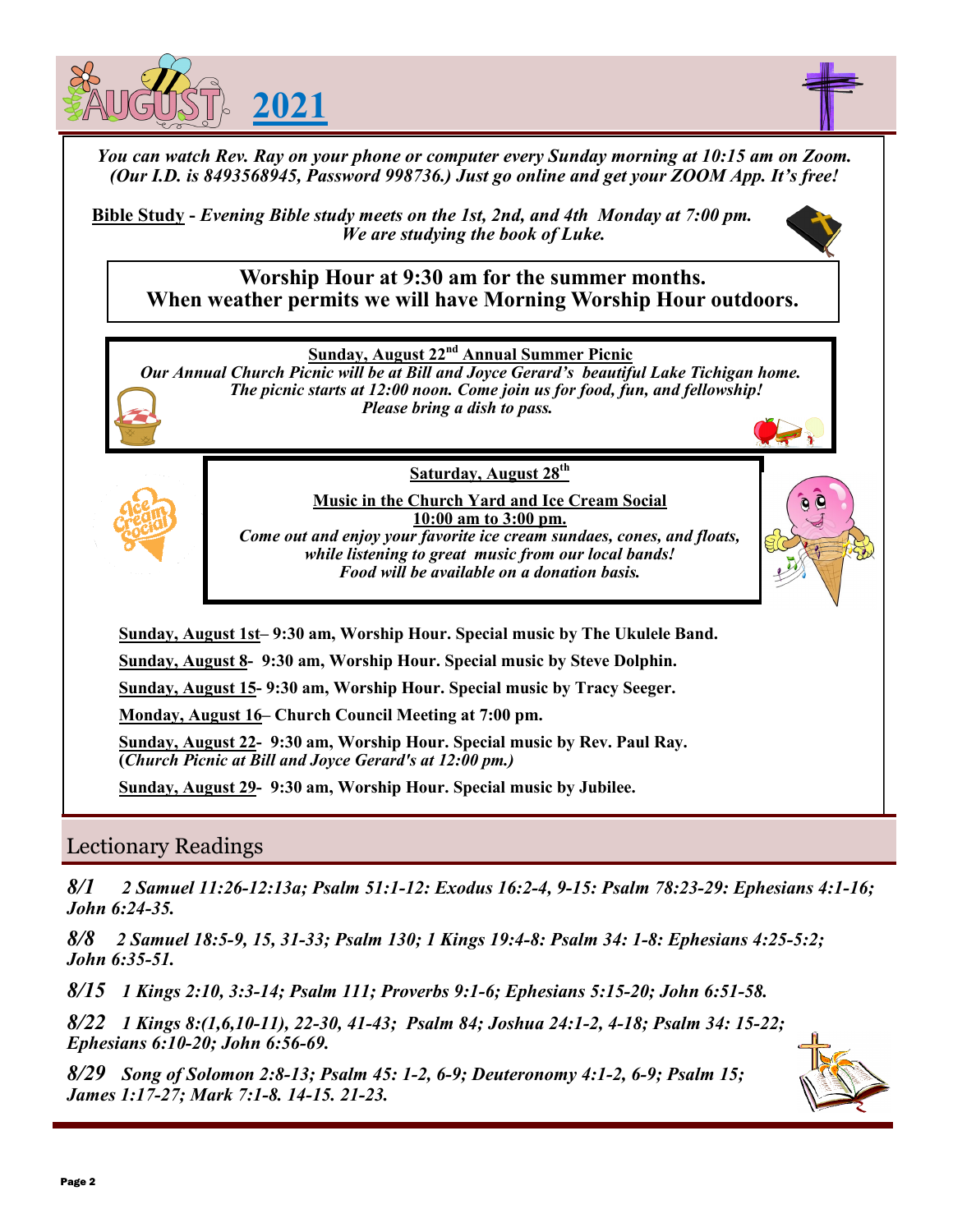# AUGUST 2021

*You can watch Rev. Ray on your phone or computer every Sunday morning at 10:15 am on Zoom. (Our I.D. is 8493568945, Password 998736.) Just go online and get your ZOOM App. It's free!*

**Bible Study** - *Evening Bible study meets on the 1st, 2nd, and 4th Monday at 7:00 pm. We are studying the book of Luke.*

**Worship Hour at 9:30 am for the summer months.**
**When weather permits we will have Morning Worship Hour outdoors.**

**Sunday, August 22nd Annual Summer Picnic**

*Our Annual Church Picnic will be at Bill and Joyce Gerard's beautiful Lake Tichigan home. The picnic starts at 12:00 noon. Come join us for food, fun, and fellowship! Please bring a dish to pass.*

**Saturday, August 28th**

**Music in the Church Yard and Ice Cream Social**
**10:00 am to 3:00 pm.**

*Come out and enjoy your favorite ice cream sundaes, cones, and floats, while listening to great music from our local bands! Food will be available on a donation basis.*

**Sunday, August 1st**– 9:30 am, Worship Hour. Special music by The Ukulele Band.

**Sunday, August 8**- 9:30 am, Worship Hour. Special music by Steve Dolphin.

**Sunday, August 15**- 9:30 am, Worship Hour. Special music by Tracy Seeger.

**Monday, August 16**– Church Council Meeting at 7:00 pm.

**Sunday, August 22**- 9:30 am, Worship Hour. Special music by Rev. Paul Ray. (*Church Picnic at Bill and Joyce Gerard's at 12:00 pm.)*

**Sunday, August 29**- 9:30 am, Worship Hour. Special music by Jubilee.

## Lectionary Readings

***8/1*** *2 Samuel 11:26-12:13a; Psalm 51:1-12: Exodus 16:2-4, 9-15: Psalm 78:23-29: Ephesians 4:1-16; John 6:24-35.*

***8/8*** *2 Samuel 18:5-9, 15, 31-33; Psalm 130; 1 Kings 19:4-8: Psalm 34: 1-8: Ephesians 4:25-5:2; John 6:35-51.*

***8/15*** *1 Kings 2:10, 3:3-14; Psalm 111; Proverbs 9:1-6; Ephesians 5:15-20; John 6:51-58.*

***8/22*** *1 Kings 8:(1,6,10-11), 22-30, 41-43; Psalm 84; Joshua 24:1-2, 4-18; Psalm 34: 15-22; Ephesians 6:10-20; John 6:56-69.*

***8/29*** *Song of Solomon 2:8-13; Psalm 45: 1-2, 6-9; Deuteronomy 4:1-2, 6-9; Psalm 15; James 1:17-27; Mark 7:1-8. 14-15. 21-23.*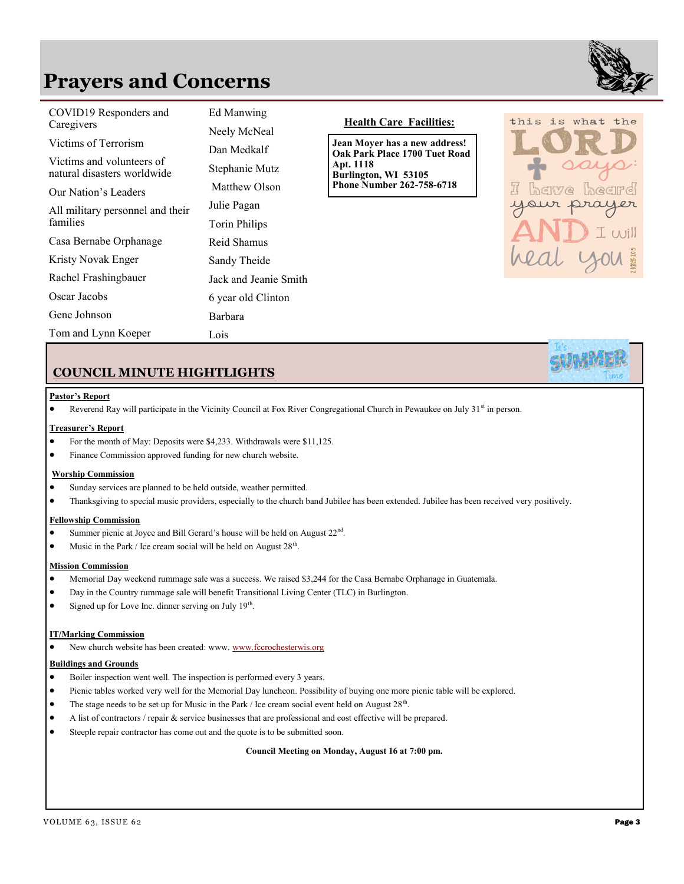# Prayers and Concerns

COVID19 Responders and Caregivers

Victims of Terrorism

Victims and volunteers of natural disasters worldwide

Our Nation's Leaders

All military personnel and their families

Casa Bernabe Orphanage

Kristy Novak Enger

Rachel Frashingbauer

Oscar Jacobs

Gene Johnson

Tom and Lynn Koeper

Ed Manwing

Neely McNeal

Dan Medkalf

Stephanie Mutz

Matthew Olson

Julie Pagan

Torin Philips

Reid Shamus

Sandy Theide

Jack and Jeanie Smith

6 year old Clinton

Barbara

Lois

## Health Care Facilities:

**Jean Moyer has a new address!**
**Oak Park Place 1700 Tuet Road**
**Apt. 1118**
**Burlington, WI 53105**
**Phone Number 262-758-6718**

this is what the LORD says: I have heard your prayer AND I will heal you
2 Kings 20:5

## COUNCIL MINUTE HIGHTLIGHTS

**Pastor's Report**

- Reverend Ray will participate in the Vicinity Council at Fox River Congregational Church in Pewaukee on July 31st in person.

**Treasurer's Report**

- For the month of May: Deposits were $4,233. Withdrawals were $11,125.
- Finance Commission approved funding for new church website.

**Worship Commission**

- Sunday services are planned to be held outside, weather permitted.
- Thanksgiving to special music providers, especially to the church band Jubilee has been extended. Jubilee has been received very positively.

**Fellowship Commission**

- Summer picnic at Joyce and Bill Gerard's house will be held on August 22nd.
- Music in the Park / Ice cream social will be held on August 28th.

**Mission Commission**

- Memorial Day weekend rummage sale was a success. We raised $3,244 for the Casa Bernabe Orphanage in Guatemala.
- Day in the Country rummage sale will benefit Transitional Living Center (TLC) in Burlington.
- Signed up for Love Inc. dinner serving on July 19th.

**IT/Marking Commission**

- New church website has been created: www. www.fccrochesterwis.org

**Buildings and Grounds**

- Boiler inspection went well. The inspection is performed every 3 years.
- Picnic tables worked very well for the Memorial Day luncheon. Possibility of buying one more picnic table will be explored.
- The stage needs to be set up for Music in the Park / Ice cream social event held on August 28th.
- A list of contractors / repair & service businesses that are professional and cost effective will be prepared.
- Steeple repair contractor has come out and the quote is to be submitted soon.

**Council Meeting on Monday, August 16 at 7:00 pm.**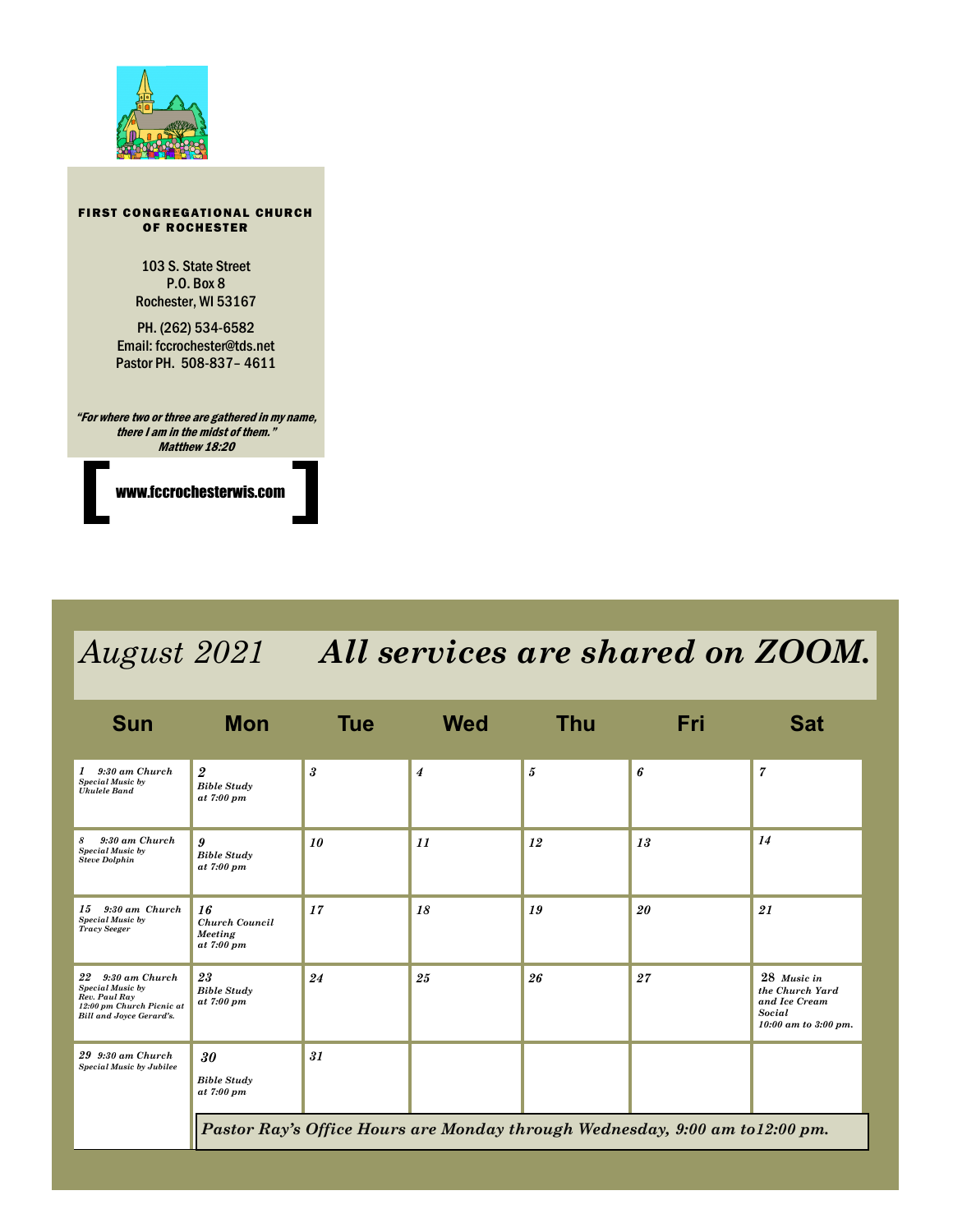**FIRST CONGREGATIONAL CHURCH OF ROCHESTER**

103 S. State Street
P.O. Box 8
Rochester, WI 53167

PH. (262) 534-6582
Email: fccrochester@tds.net
Pastor PH. 508-837– 4611

*"For where two or three are gathered in my name, there I am in the midst of them."*
*Matthew 18:20*

[ www.fccrochesterwis.com ]

# *August 2021* ***All services are shared on ZOOM.***

| Sun | Mon | Tue | Wed | Thu | Fri | Sat |
|---|---|---|---|---|---|---|
| *1 9:30 am Church Special Music by Ukulele Band* | *2 Bible Study at 7:00 pm* | *3* | *4* | *5* | *6* | *7* |
| *8 9:30 am Church Special Music by Steve Dolphin* | *9 Bible Study at 7:00 pm* | *10* | *11* | *12* | *13* | *14* |
| *15 9:30 am Church Special Music by Tracy Seeger* | *16 Church Council Meeting at 7:00 pm* | *17* | *18* | *19* | *20* | *21* |
| *22 9:30 am Church Special Music by Rev. Paul Ray 12:00 pm Church Picnic at Bill and Joyce Gerard's.* | *23 Bible Study at 7:00 pm* | *24* | *25* | *26* | *27* | *28 Music in the Church Yard and Ice Cream Social 10:00 am to 3:00 pm.* |
| *29 9:30 am Church Special Music by Jubilee* | *30 Bible Study at 7:00 pm* | *31* | | | | |

***Pastor Ray's Office Hours are Monday through Wednesday, 9:00 am to12:00 pm.***